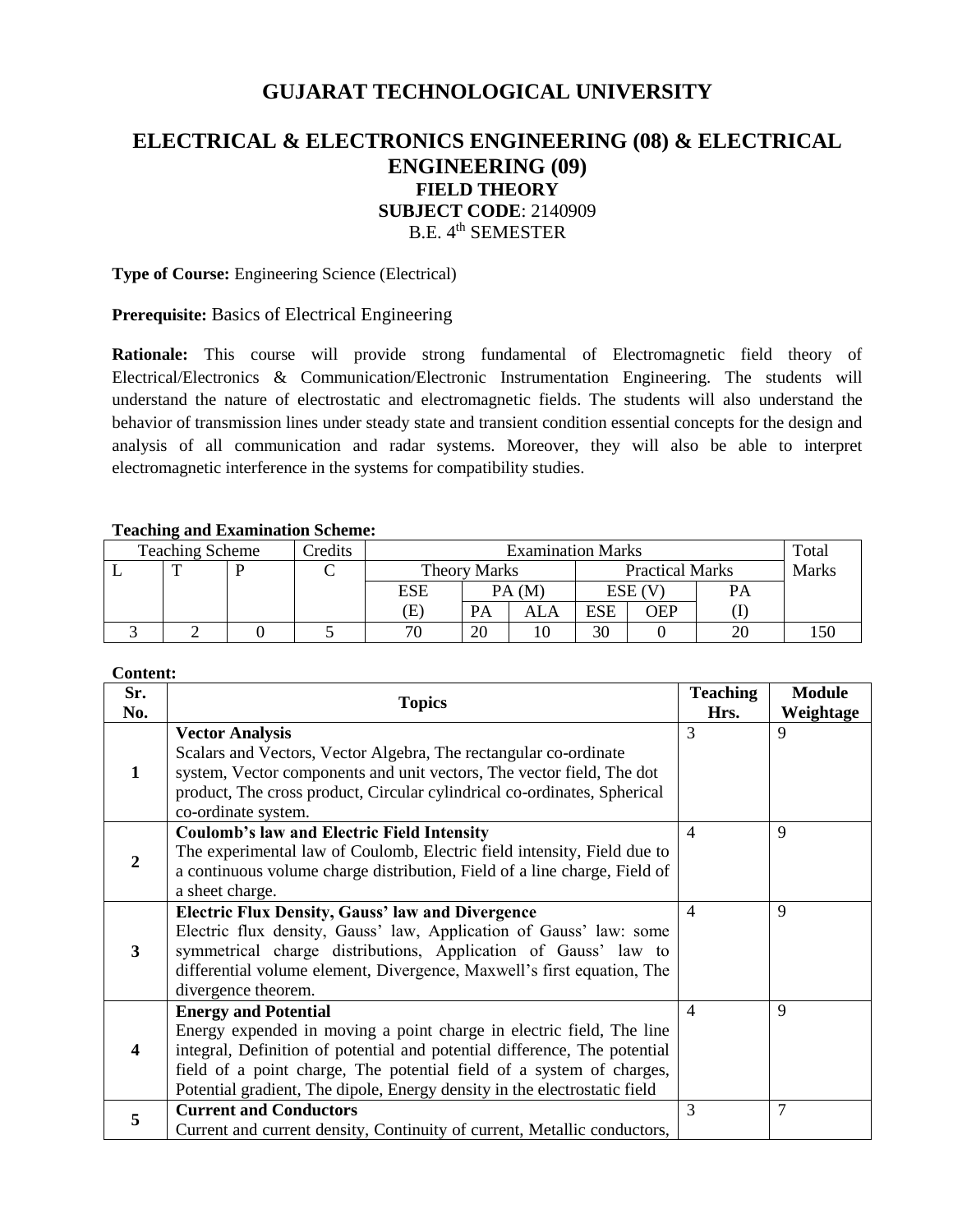# GUJARAT TECHNOLOGICAL UNIVERSITY

## ELECTRICAL & ELECTRONICS ENGINEERING (08) & ELECTRICAL ENGINEERING (09)

**FIELD THEORY**

**SUBJECT CODE**: 2140909

B.E. 4th SEMESTER

**Type of Course:** Engineering Science (Electrical)

**Prerequisite:** Basics of Electrical Engineering

**Rationale:** This course will provide strong fundamental of Electromagnetic field theory of Electrical/Electronics & Communication/Electronic Instrumentation Engineering. The students will understand the nature of electrostatic and electromagnetic fields. The students will also understand the behavior of transmission lines under steady state and transient condition essential concepts for the design and analysis of all communication and radar systems. Moreover, they will also be able to interpret electromagnetic interference in the systems for compatibility studies.

**Teaching and Examination Scheme:**

| Teaching Scheme | | | Credits | Examination Marks | | | | | | Total Marks |
|---|---|---|---|---|---|---|---|---|---|---|
| | | | | Theory Marks | | | Practical Marks | | | |
| L | T | P | C | ESE (E) | PA (M) | | ESE (V) | | PA (I) | |
| | | | | | PA | ALA | ESE | OEP | | |
| 3 | 2 | 0 | 5 | 70 | 20 | 10 | 30 | 0 | 20 | 150 |

**Content:**

| Sr. No. | Topics | Teaching Hrs. | Module Weightage |
|---|---|---|---|
| 1 | **Vector Analysis**<br>Scalars and Vectors, Vector Algebra, The rectangular co-ordinate system, Vector components and unit vectors, The vector field, The dot product, The cross product, Circular cylindrical co-ordinates, Spherical co-ordinate system. | 3 | 9 |
| 2 | **Coulomb's law and Electric Field Intensity**<br>The experimental law of Coulomb, Electric field intensity, Field due to a continuous volume charge distribution, Field of a line charge, Field of a sheet charge. | 4 | 9 |
| 3 | **Electric Flux Density, Gauss' law and Divergence**<br>Electric flux density, Gauss' law, Application of Gauss' law: some symmetrical charge distributions, Application of Gauss' law to differential volume element, Divergence, Maxwell's first equation, The divergence theorem. | 4 | 9 |
| 4 | **Energy and Potential**<br>Energy expended in moving a point charge in electric field, The line integral, Definition of potential and potential difference, The potential field of a point charge, The potential field of a system of charges, Potential gradient, The dipole, Energy density in the electrostatic field | 4 | 9 |
| 5 | **Current and Conductors**<br>Current and current density, Continuity of current, Metallic conductors, | 3 | 7 |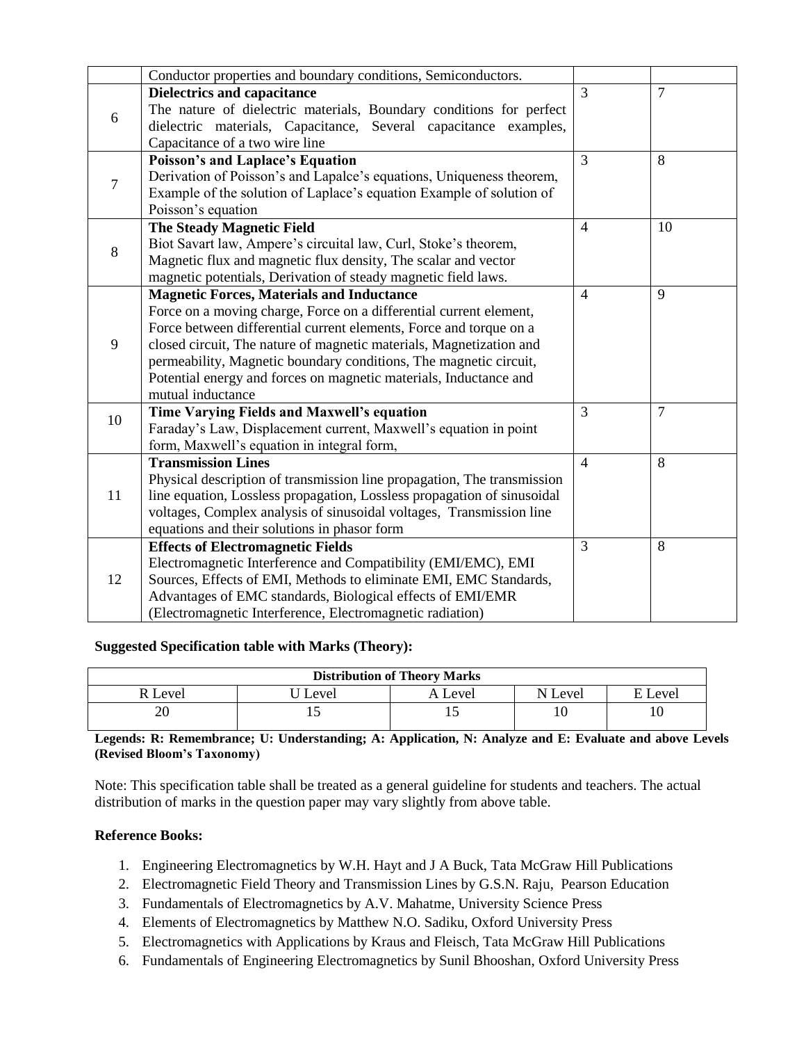| | | | |
|---|---|---|---|
| | Conductor properties and boundary conditions, Semiconductors. | | |
| 6 | **Dielectrics and capacitance**<br>The nature of dielectric materials, Boundary conditions for perfect dielectric materials, Capacitance, Several capacitance examples, Capacitance of a two wire line | 3 | 7 |
| 7 | **Poisson's and Laplace's Equation**<br>Derivation of Poisson's and Lapalce's equations, Uniqueness theorem, Example of the solution of Laplace's equation Example of solution of Poisson's equation | 3 | 8 |
| 8 | **The Steady Magnetic Field**<br>Biot Savart law, Ampere's circuital law, Curl, Stoke's theorem, Magnetic flux and magnetic flux density, The scalar and vector magnetic potentials, Derivation of steady magnetic field laws. | 4 | 10 |
| 9 | **Magnetic Forces, Materials and Inductance**<br>Force on a moving charge, Force on a differential current element, Force between differential current elements, Force and torque on a closed circuit, The nature of magnetic materials, Magnetization and permeability, Magnetic boundary conditions, The magnetic circuit, Potential energy and forces on magnetic materials, Inductance and mutual inductance | 4 | 9 |
| 10 | **Time Varying Fields and Maxwell's equation**<br>Faraday's Law, Displacement current, Maxwell's equation in point form, Maxwell's equation in integral form, | 3 | 7 |
| 11 | **Transmission Lines**<br>Physical description of transmission line propagation, The transmission line equation, Lossless propagation, Lossless propagation of sinusoidal voltages, Complex analysis of sinusoidal voltages, Transmission line equations and their solutions in phasor form | 4 | 8 |
| 12 | **Effects of Electromagnetic Fields**<br>Electromagnetic Interference and Compatibility (EMI/EMC), EMI Sources, Effects of EMI, Methods to eliminate EMI, EMC Standards, Advantages of EMC standards, Biological effects of EMI/EMR (Electromagnetic Interference, Electromagnetic radiation) | 3 | 8 |

**Suggested Specification table with Marks (Theory):**

| Distribution of Theory Marks | | | | |
|---|---|---|---|---|
| R Level | U Level | A Level | N Level | E Level |
| 20 | 15 | 15 | 10 | 10 |

**Legends: R: Remembrance; U: Understanding; A: Application, N: Analyze and E: Evaluate and above Levels (Revised Bloom's Taxonomy)**

Note: This specification table shall be treated as a general guideline for students and teachers. The actual distribution of marks in the question paper may vary slightly from above table.

**Reference Books:**

1. Engineering Electromagnetics by W.H. Hayt and J A Buck, Tata McGraw Hill Publications
2. Electromagnetic Field Theory and Transmission Lines by G.S.N. Raju, Pearson Education
3. Fundamentals of Electromagnetics by A.V. Mahatme, University Science Press
4. Elements of Electromagnetics by Matthew N.O. Sadiku, Oxford University Press
5. Electromagnetics with Applications by Kraus and Fleisch, Tata McGraw Hill Publications
6. Fundamentals of Engineering Electromagnetics by Sunil Bhooshan, Oxford University Press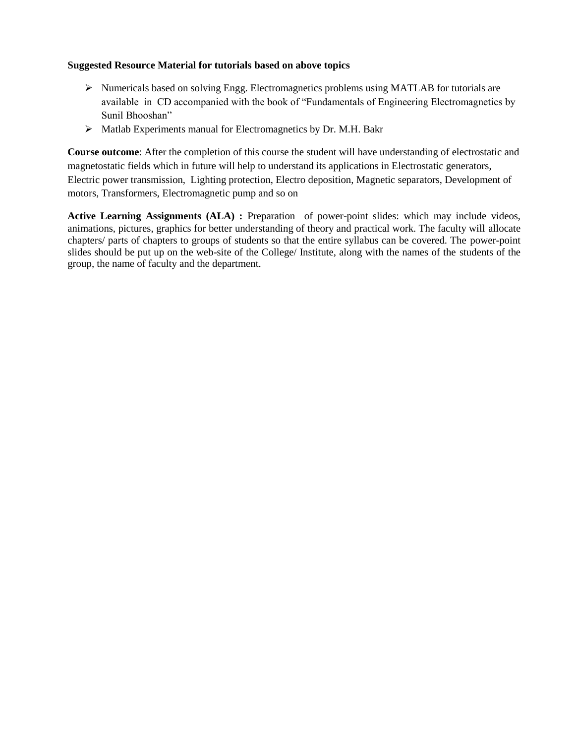**Suggested Resource Material for tutorials based on above topics**

- Numericals based on solving Engg. Electromagnetics problems using MATLAB for tutorials are available in CD accompanied with the book of "Fundamentals of Engineering Electromagnetics by Sunil Bhooshan"
- Matlab Experiments manual for Electromagnetics by Dr. M.H. Bakr

**Course outcome**: After the completion of this course the student will have understanding of electrostatic and magnetostatic fields which in future will help to understand its applications in Electrostatic generators, Electric power transmission, Lighting protection, Electro deposition, Magnetic separators, Development of motors, Transformers, Electromagnetic pump and so on

**Active Learning Assignments (ALA) :** Preparation of power-point slides: which may include videos, animations, pictures, graphics for better understanding of theory and practical work. The faculty will allocate chapters/ parts of chapters to groups of students so that the entire syllabus can be covered. The power-point slides should be put up on the web-site of the College/ Institute, along with the names of the students of the group, the name of faculty and the department.